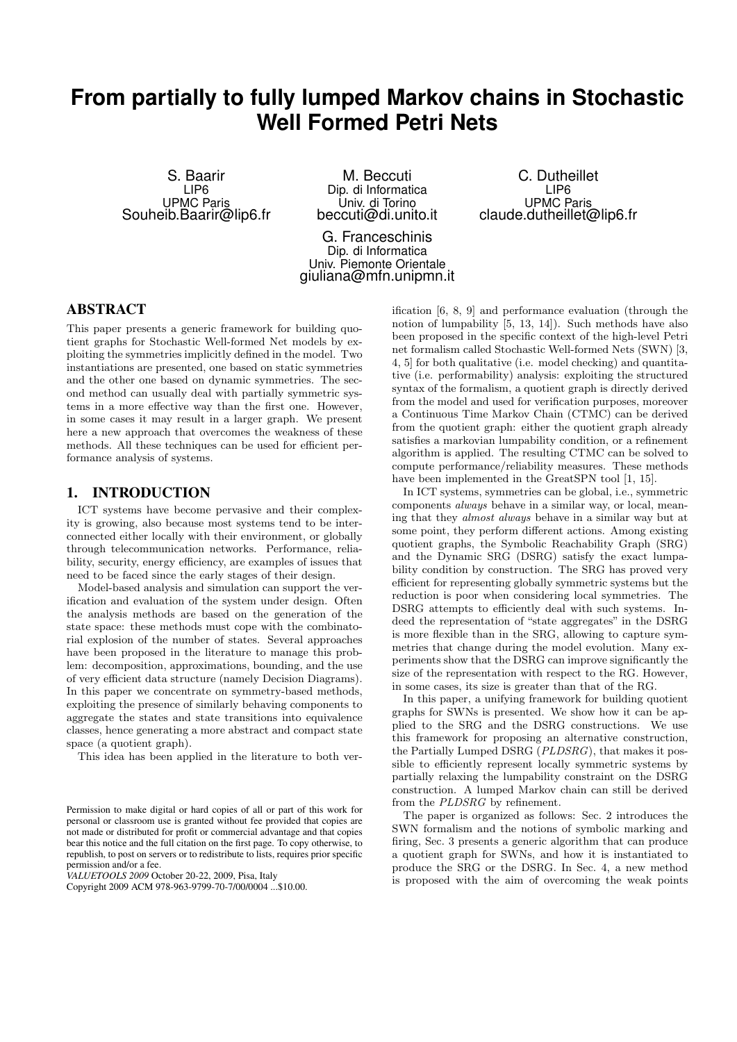# From partially to fully lumped Markov chains in Stochastic Well Formed Petri Nets

S. Baarir
LIP6
UPMC Paris
Souheib.Baarir@lip6.fr

M. Beccuti
Dip. di Informatica
Univ. di Torino
beccuti@di.unito.it

C. Dutheillet
LIP6
UPMC Paris
claude.dutheillet@lip6.fr

G. Franceschinis
Dip. di Informatica
Univ. Piemonte Orientale
giuliana@mfn.unipmn.it

## ABSTRACT

This paper presents a generic framework for building quotient graphs for Stochastic Well-formed Net models by exploiting the symmetries implicitly defined in the model. Two instantiations are presented, one based on static symmetries and the other one based on dynamic symmetries. The second method can usually deal with partially symmetric systems in a more effective way than the first one. However, in some cases it may result in a larger graph. We present here a new approach that overcomes the weakness of these methods. All these techniques can be used for efficient performance analysis of systems.

## 1. INTRODUCTION

ICT systems have become pervasive and their complexity is growing, also because most systems tend to be interconnected either locally with their environment, or globally through telecommunication networks. Performance, reliability, security, energy efficiency, are examples of issues that need to be faced since the early stages of their design.

Model-based analysis and simulation can support the verification and evaluation of the system under design. Often the analysis methods are based on the generation of the state space: these methods must cope with the combinatorial explosion of the number of states. Several approaches have been proposed in the literature to manage this problem: decomposition, approximations, bounding, and the use of very efficient data structure (namely Decision Diagrams). In this paper we concentrate on symmetry-based methods, exploiting the presence of similarly behaving components to aggregate the states and state transitions into equivalence classes, hence generating a more abstract and compact state space (a quotient graph).

This idea has been applied in the literature to both verification [6, 8, 9] and performance evaluation (through the notion of lumpability [5, 13, 14]). Such methods have also been proposed in the specific context of the high-level Petri net formalism called Stochastic Well-formed Nets (SWN) [3, 4, 5] for both qualitative (i.e. model checking) and quantitative (i.e. performability) analysis: exploiting the structured syntax of the formalism, a quotient graph is directly derived from the model and used for verification purposes, moreover a Continuous Time Markov Chain (CTMC) can be derived from the quotient graph: either the quotient graph already satisfies a markovian lumpability condition, or a refinement algorithm is applied. The resulting CTMC can be solved to compute performance/reliability measures. These methods have been implemented in the GreatSPN tool [1, 15].

In ICT systems, symmetries can be global, i.e., symmetric components *always* behave in a similar way, or local, meaning that they *almost always* behave in a similar way but at some point, they perform different actions. Among existing quotient graphs, the Symbolic Reachability Graph (SRG) and the Dynamic SRG (DSRG) satisfy the exact lumpability condition by construction. The SRG has proved very efficient for representing globally symmetric systems but the reduction is poor when considering local symmetries. The DSRG attempts to efficiently deal with such systems. Indeed the representation of "state aggregates" in the DSRG is more flexible than in the SRG, allowing to capture symmetries that change during the model evolution. Many experiments show that the DSRG can improve significantly the size of the representation with respect to the RG. However, in some cases, its size is greater than that of the RG.

In this paper, a unifying framework for building quotient graphs for SWNs is presented. We show how it can be applied to the SRG and the DSRG constructions. We use this framework for proposing an alternative construction, the Partially Lumped DSRG ($PLDSRG$), that makes it possible to efficiently represent locally symmetric systems by partially relaxing the lumpability constraint on the DSRG construction. A lumped Markov chain can still be derived from the $PLDSRG$ by refinement.

The paper is organized as follows: Sec. 2 introduces the SWN formalism and the notions of symbolic marking and firing, Sec. 3 presents a generic algorithm that can produce a quotient graph for SWNs, and how it is instantiated to produce the SRG or the DSRG. In Sec. 4, a new method is proposed with the aim of overcoming the weak points

Permission to make digital or hard copies of all or part of this work for personal or classroom use is granted without fee provided that copies are not made or distributed for profit or commercial advantage and that copies bear this notice and the full citation on the first page. To copy otherwise, to republish, to post on servers or to redistribute to lists, requires prior specific permission and/or a fee.
*VALUETOOLS 2009* October 20-22, 2009, Pisa, Italy
Copyright 2009 ACM 978-963-9799-70-7/00/0004 ...$10.00.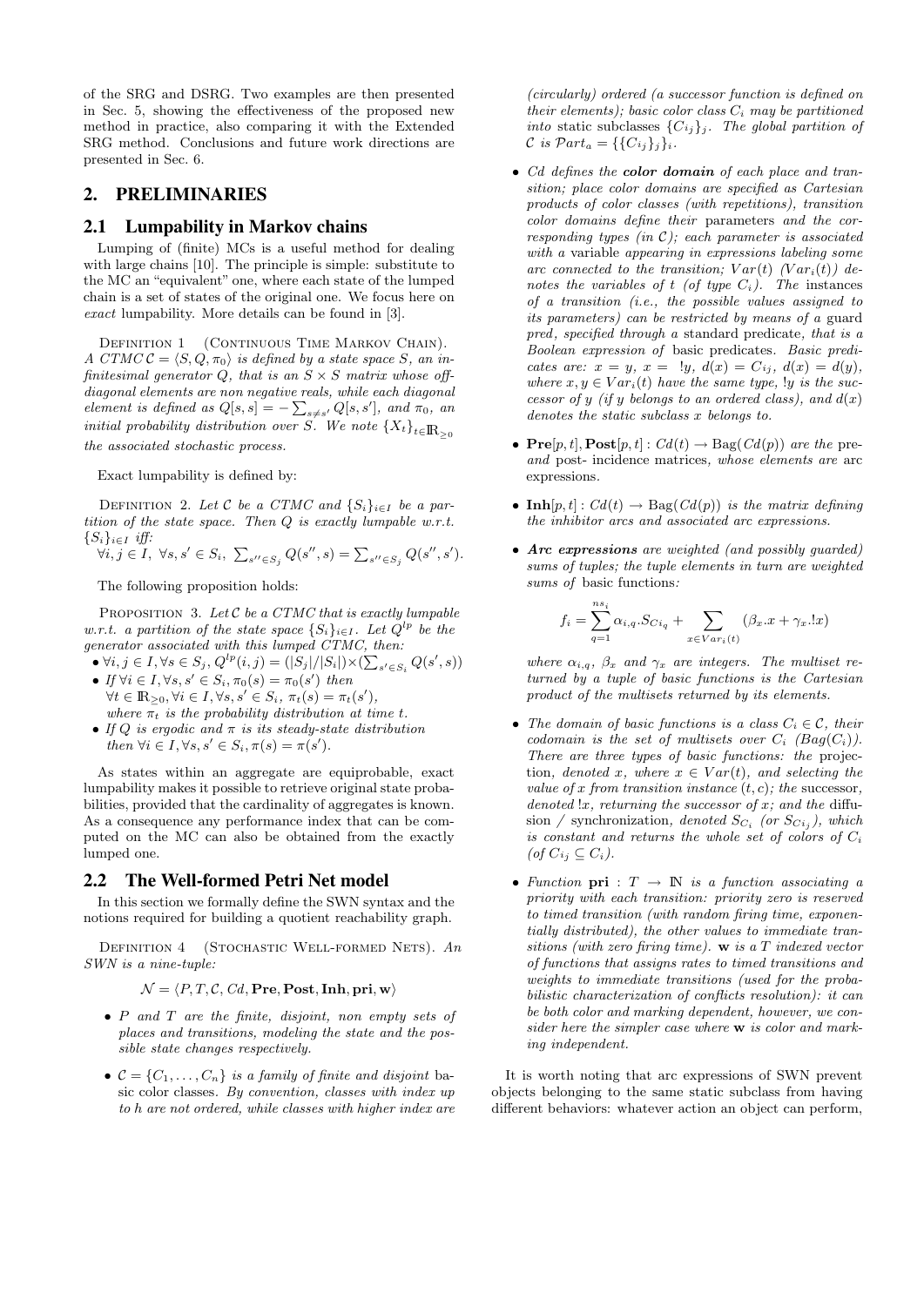of the SRG and DSRG. Two examples are then presented in Sec. 5, showing the effectiveness of the proposed new method in practice, also comparing it with the Extended SRG method. Conclusions and future work directions are presented in Sec. 6.

## 2. PRELIMINARIES

### 2.1 Lumpability in Markov chains

Lumping of (finite) MCs is a useful method for dealing with large chains [10]. The principle is simple: substitute to the MC an "equivalent" one, where each state of the lumped chain is a set of states of the original one. We focus here on *exact* lumpability. More details can be found in [3].

Definition 1 (Continuous Time Markov Chain). *A CTMC $\mathcal{C} = \langle S, Q, \pi_0 \rangle$ is defined by a state space $S$, an infinitesimal generator $Q$, that is an $S \times S$ matrix whose off-diagonal elements are non negative reals, while each diagonal element is defined as $Q[s,s] = -\sum_{s \neq s'} Q[s,s']$, and $\pi_0$, an initial probability distribution over $S$. We note $\{X_t\}_{t \in \mathbb{R}_{\geq 0}}$ the associated stochastic process.*

Exact lumpability is defined by:

Definition 2. *Let $\mathcal{C}$ be a CTMC and $\{S_i\}_{i \in I}$ be a partition of the state space. Then $Q$ is exactly lumpable w.r.t. $\{S_i\}_{i \in I}$ iff:*
$\forall i, j \in I,\ \forall s, s' \in S_i,\ \sum_{s'' \in S_j} Q(s'', s) = \sum_{s'' \in S_j} Q(s'', s')$.

The following proposition holds:

Proposition 3. *Let $\mathcal{C}$ be a CTMC that is exactly lumpable w.r.t. a partition of the state space $\{S_i\}_{i \in I}$. Let $Q^{lp}$ be the generator associated with this lumped CTMC, then:*

- $\forall i, j \in I, \forall s \in S_j, Q^{lp}(i,j) = (|S_j|/|S_i|) \times (\sum_{s' \in S_i} Q(s', s))$
- *If $\forall i \in I, \forall s, s' \in S_i, \pi_0(s) = \pi_0(s')$ then $\forall t \in \mathbb{R}_{\geq 0}, \forall i \in I, \forall s, s' \in S_i,\ \pi_t(s) = \pi_t(s')$, where $\pi_t$ is the probability distribution at time $t$.*
- *If $Q$ is ergodic and $\pi$ is its steady-state distribution then $\forall i \in I, \forall s, s' \in S_i, \pi(s) = \pi(s')$.*

As states within an aggregate are equiprobable, exact lumpability makes it possible to retrieve original state probabilities, provided that the cardinality of aggregates is known. As a consequence any performance index that can be computed on the MC can also be obtained from the exactly lumped one.

### 2.2 The Well-formed Petri Net model

In this section we formally define the SWN syntax and the notions required for building a quotient reachability graph.

Definition 4 (Stochastic Well-formed Nets). *An SWN is a nine-tuple:*

$$\mathcal{N} = \langle P, T, \mathcal{C}, Cd, \mathbf{Pre}, \mathbf{Post}, \mathbf{Inh}, \mathbf{pri}, \mathbf{w} \rangle$$

- *$P$ and $T$ are the finite, disjoint, non empty sets of places and transitions, modeling the state and the possible state changes respectively.*
- *$\mathcal{C} = \{C_1, \ldots, C_n\}$ is a family of finite and disjoint basic color classes. By convention, classes with index up to $h$ are not ordered, while classes with higher index are (circularly) ordered (a successor function is defined on their elements); basic color class $C_i$ may be partitioned into static subclasses $\{C_{i_j}\}_j$. The global partition of $\mathcal{C}$ is $\mathcal{P}art_a = \{\{C_{i_j}\}_j\}_i$.*
- *$Cd$ defines the **color domain** of each place and transition; place color domains are specified as Cartesian products of color classes (with repetitions), transition color domains define their parameters and the corresponding types (in $\mathcal{C}$); each parameter is associated with a variable appearing in expressions labeling some arc connected to the transition; $Var(t)$ ($Var_i(t)$) denotes the variables of $t$ (of type $C_i$). The instances of a transition (i.e., the possible values assigned to its parameters) can be restricted by means of a guard pred, specified through a standard predicate, that is a Boolean expression of basic predicates. Basic predicates are: $x = y$, $x = \,!y$, $d(x) = C_{ij}$, $d(x) = d(y)$, where $x, y \in Var_i(t)$ have the same type, $!y$ is the successor of $y$ (if $y$ belongs to an ordered class), and $d(x)$ denotes the static subclass $x$ belongs to.*
- *$\mathbf{Pre}[p,t], \mathbf{Post}[p,t] : Cd(t) \rightarrow \mathrm{Bag}(Cd(p))$ are the pre- and post- incidence matrices, whose elements are arc expressions.*
- *$\mathbf{Inh}[p,t] : Cd(t) \rightarrow \mathrm{Bag}(Cd(p))$ is the matrix defining the inhibitor arcs and associated arc expressions.*
- ***Arc expressions** are weighted (and possibly guarded) sums of tuples; the tuple elements in turn are weighted sums of basic functions:*

$$f_i = \sum_{q=1}^{ns_i} \alpha_{i,q}.S_{C i_q} + \sum_{x \in Var_i(t)} (\beta_x.x + \gamma_x.!x)$$

*where $\alpha_{i,q}$, $\beta_x$ and $\gamma_x$ are integers. The multiset returned by a tuple of basic functions is the Cartesian product of the multisets returned by its elements.*

- *The domain of basic functions is a class $C_i \in \mathcal{C}$, their codomain is the set of multisets over $C_i$ ($Bag(C_i)$). There are three types of basic functions: the projection, denoted $x$, where $x \in Var(t)$, and selecting the value of $x$ from transition instance $(t, c)$; the successor, denoted $!x$, returning the successor of $x$; and the diffusion / synchronization, denoted $S_{C_i}$ (or $S_{C_{ij}}$), which is constant and returns the whole set of colors of $C_i$ (of $C_{ij} \subseteq C_i$).*
- *Function $\mathbf{pri} : T \rightarrow \mathbb{N}$ is a function associating a priority with each transition: priority zero is reserved to timed transition (with random firing time, exponentially distributed), the other values to immediate transitions (with zero firing time). $\mathbf{w}$ is a $T$ indexed vector of functions that assigns rates to timed transitions and weights to immediate transitions (used for the probabilistic characterization of conflicts resolution): it can be both color and marking dependent, however, we consider here the simpler case where $\mathbf{w}$ is color and marking independent.*

It is worth noting that arc expressions of SWN prevent objects belonging to the same static subclass from having different behaviors: whatever action an object can perform,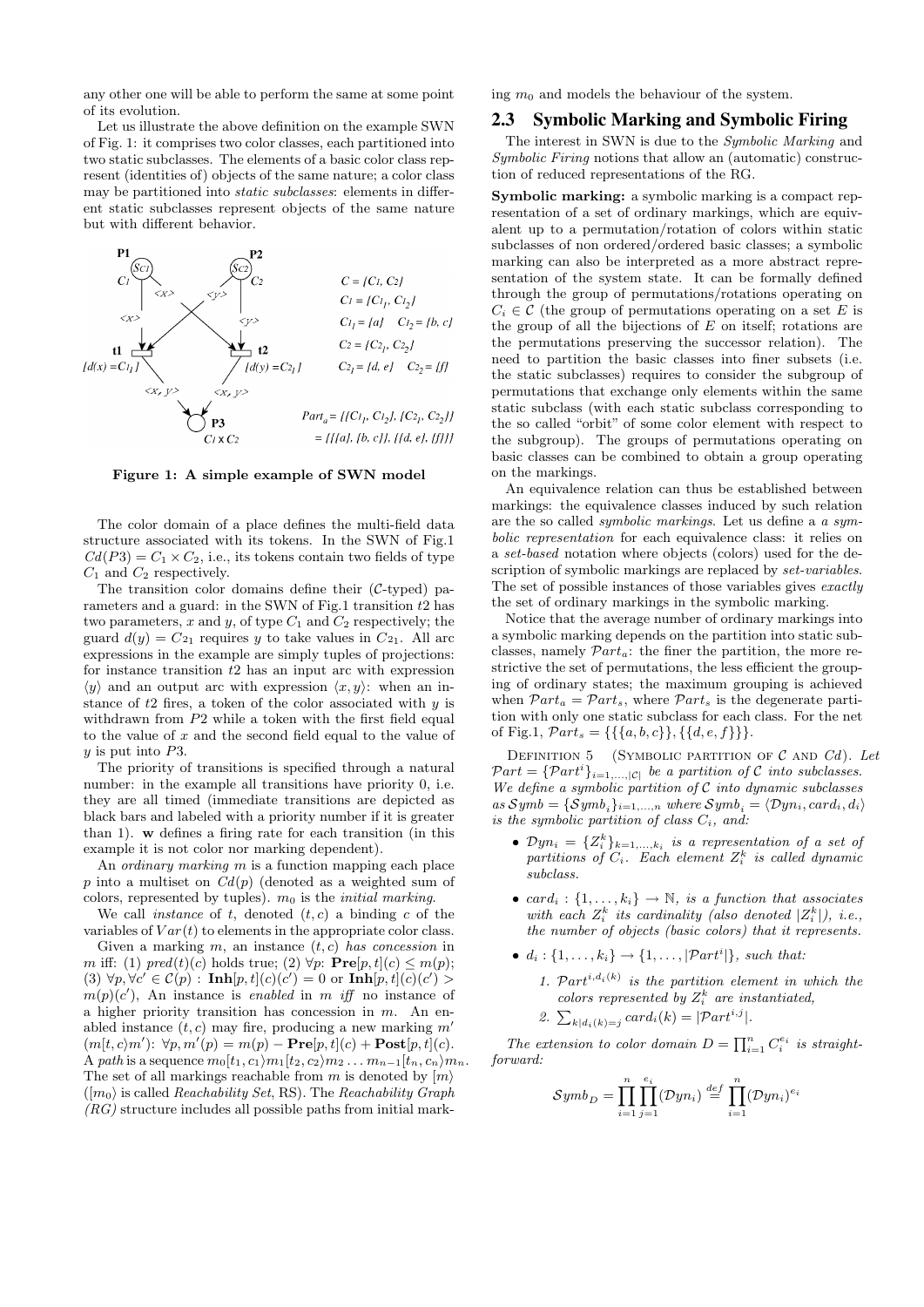any other one will be able to perform the same at some point of its evolution.

Let us illustrate the above definition on the example SWN of Fig. 1: it comprises two color classes, each partitioned into two static subclasses. The elements of a basic color class represent (identities of) objects of the same nature; a color class may be partitioned into *static subclasses*: elements in different static subclasses represent objects of the same nature but with different behavior.

**Figure 1: A simple example of SWN model**

The color domain of a place defines the multi-field data structure associated with its tokens. In the SWN of Fig.1 $Cd(P3) = C_1 \times C_2$, i.e., its tokens contain two fields of type $C_1$ and $C_2$ respectively.

The transition color domains define their ($\mathcal{C}$-typed) parameters and a guard: in the SWN of Fig.1 transition $t2$ has two parameters, $x$ and $y$, of type $C_1$ and $C_2$ respectively; the guard $d(y) = C_{21}$ requires $y$ to take values in $C_{21}$. All arc expressions in the example are simply tuples of projections: for instance transition $t2$ has an input arc with expression $\langle y \rangle$ and an output arc with expression $\langle x, y \rangle$: when an instance of $t2$ fires, a token of the color associated with $y$ is withdrawn from $P2$ while a token with the first field equal to the value of $x$ and the second field equal to the value of $y$ is put into $P3$.

The priority of transitions is specified through a natural number: in the example all transitions have priority 0, i.e. they are all timed (immediate transitions are depicted as black bars and labeled with a priority number if it is greater than 1). **w** defines a firing rate for each transition (in this example it is not color nor marking dependent).

An *ordinary marking* $m$ is a function mapping each place $p$ into a multiset on $Cd(p)$ (denoted as a weighted sum of colors, represented by tuples). $m_0$ is the *initial marking*.

We call *instance* of $t$, denoted $(t, c)$ a binding $c$ of the variables of $Var(t)$ to elements in the appropriate color class.

Given a marking $m$, an instance $(t, c)$ *has concession* in $m$ iff: (1) $pred(t)(c)$ holds true; (2) $\forall p$: $\mathbf{Pre}[p, t](c) \leq m(p)$; (3) $\forall p, \forall c' \in \mathcal{C}(p)$ : $\mathbf{Inh}[p, t](c)(c') = 0$ or $\mathbf{Inh}[p, t](c)(c') > m(p)(c')$, An instance is *enabled* in $m$ *iff* no instance of a higher priority transition has concession in $m$. An enabled instance $(t, c)$ may fire, producing a new marking $m'$ ($m[t, c\rangle m'$): $\forall p, m'(p) = m(p) - \mathbf{Pre}[p, t](c) + \mathbf{Post}[p, t](c)$. A *path* is a sequence $m_0[t_1, c_1\rangle m_1[t_2, c_2\rangle m_2 \ldots m_{n-1}[t_n, c_n\rangle m_n$. The set of all markings reachable from $m$ is denoted by $[m\rangle$ ($[m_0\rangle$ is called *Reachability Set*, RS). The *Reachability Graph (RG)* structure includes all possible paths from initial marking $m_0$ and models the behaviour of the system.

## 2.3 Symbolic Marking and Symbolic Firing

The interest in SWN is due to the *Symbolic Marking* and *Symbolic Firing* notions that allow an (automatic) construction of reduced representations of the RG.

**Symbolic marking:** a symbolic marking is a compact representation of a set of ordinary markings, which are equivalent up to a permutation/rotation of colors within static subclasses of non ordered/ordered basic classes; a symbolic marking can also be interpreted as a more abstract representation of the system state. It can be formally defined through the group of permutations/rotations operating on $C_i \in \mathcal{C}$ (the group of permutations operating on a set $E$ is the group of all the bijections of $E$ on itself; rotations are the permutations preserving the successor relation). The need to partition the basic classes into finer subsets (i.e. the static subclasses) requires to consider the subgroup of permutations that exchange only elements within the same static subclass (with each static subclass corresponding to the so called "orbit" of some color element with respect to the subgroup). The groups of permutations operating on basic classes can be combined to obtain a group operating on the markings.

An equivalence relation can thus be established between markings: the equivalence classes induced by such relation are the so called *symbolic markings*. Let us define a *a symbolic representation* for each equivalence class: it relies on a *set-based* notation where objects (colors) used for the description of symbolic markings are replaced by *set-variables*. The set of possible instances of those variables gives *exactly* the set of ordinary markings in the symbolic marking.

Notice that the average number of ordinary markings into a symbolic marking depends on the partition into static subclasses, namely $\mathcal{P}art_a$: the finer the partition, the more restrictive the set of permutations, the less efficient the grouping of ordinary states; the maximum grouping is achieved when $\mathcal{P}art_a = \mathcal{P}art_s$, where $\mathcal{P}art_s$ is the degenerate partition with only one static subclass for each class. For the net of Fig.1, $\mathcal{P}art_s = \{\{\{a, b, c\}\}, \{\{d, e, f\}\}\}$.

Definition 5 (Symbolic partition of $\mathcal{C}$ and $Cd$). *Let $\mathcal{P}art = \{\mathcal{P}art^i\}_{i=1,\ldots,|\mathcal{C}|}$ be a partition of $\mathcal{C}$ into subclasses. We define a symbolic partition of $\mathcal{C}$ into dynamic subclasses as $\mathcal{S}ymb = \{\mathcal{S}ymb_i\}_{i=1,\ldots,n}$ where $\mathcal{S}ymb_i = \langle \mathcal{D}yn_i, card_i, d_i \rangle$ is the symbolic partition of class $C_i$, and:*

- *$\mathcal{D}yn_i = \{Z_i^k\}_{k=1,\ldots,k_i}$ is a representation of a set of partitions of $C_i$. Each element $Z_i^k$ is called dynamic subclass.*
- *$card_i : \{1, \ldots, k_i\} \to \mathbb{N}$, is a function that associates with each $Z_i^k$ its cardinality (also denoted $|Z_i^k|$), i.e., the number of objects (basic colors) that it represents.*
- *$d_i : \{1, \ldots, k_i\} \to \{1, \ldots, |\mathcal{P}art^i|\}$, such that:*
  1. *$\mathcal{P}art^{i,d_i(k)}$ is the partition element in which the colors represented by $Z_i^k$ are instantiated,*
  2. *$\sum_{k|d_i(k)=j} card_i(k) = |\mathcal{P}art^{i,j}|$.*

*The extension to color domain $D = \prod_{i=1}^n C_i^{e_i}$ is straightforward:*

$$\mathcal{S}ymb_D = \prod_{i=1}^{n} \prod_{j=1}^{e_i} (\mathcal{D}yn_i) \stackrel{def}{=} \prod_{i=1}^{n} (\mathcal{D}yn_i)^{e_i}$$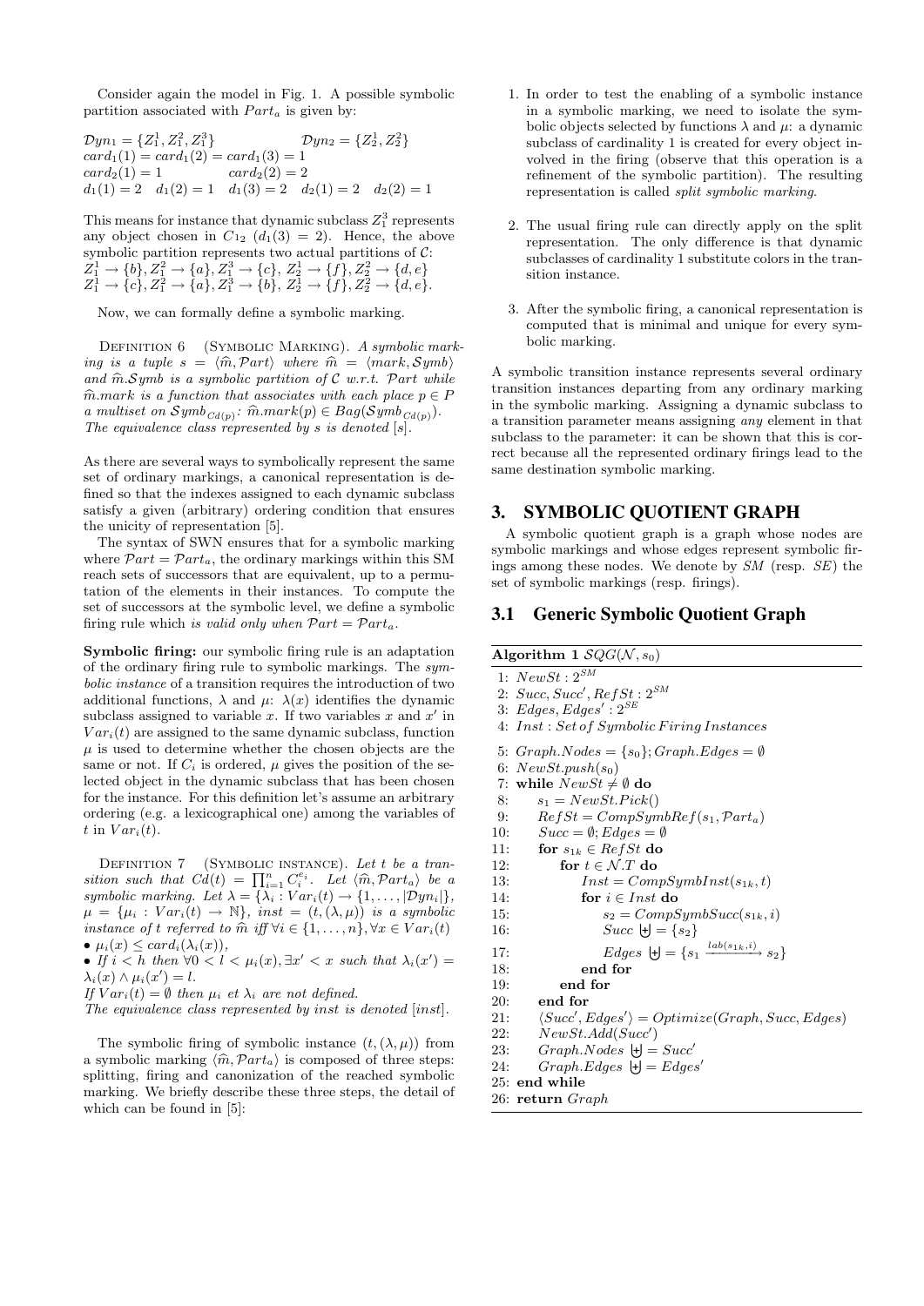Consider again the model in Fig. 1. A possible symbolic partition associated with $Part_a$ is given by:

$\mathcal{D}yn_1 = \{Z_1^1, Z_1^2, Z_1^3\}$ $\qquad\qquad\mathcal{D}yn_2 = \{Z_2^1, Z_2^2\}$
$card_1(1) = card_1(2) = card_1(3) = 1$
$card_2(1) = 1 \qquad\qquad card_2(2) = 2$
$d_1(1) = 2 \quad d_1(2) = 1 \quad d_1(3) = 2 \quad d_2(1) = 2 \quad d_2(2) = 1$

This means for instance that dynamic subclass $Z_1^3$ represents any object chosen in $C_{12}$ ($d_1(3) = 2$). Hence, the above symbolic partition represents two actual partitions of $\mathcal{C}$:
$Z_1^1 \to \{b\}, Z_1^2 \to \{a\}, Z_1^3 \to \{c\}, Z_2^1 \to \{f\}, Z_2^2 \to \{d, e\}$
$Z_1^1 \to \{c\}, Z_1^2 \to \{a\}, Z_1^3 \to \{b\}, Z_2^1 \to \{f\}, Z_2^2 \to \{d, e\}$.

Now, we can formally define a symbolic marking.

Definition 6 (Symbolic Marking). *A symbolic marking is a tuple $s = \langle \widehat{m}, \mathcal{P}art \rangle$ where $\widehat{m} = \langle mark, \mathcal{S}ymb \rangle$ and $\widehat{m}.\mathcal{S}ymb$ is a symbolic partition of $\mathcal{C}$ w.r.t. $\mathcal{P}art$ while $\widehat{m}.mark$ is a function that associates with each place $p \in P$ a multiset on $\mathcal{S}ymb_{Cd(p)}$: $\widehat{m}.mark(p) \in Bag(\mathcal{S}ymb_{Cd(p)})$. The equivalence class represented by $s$ is denoted $[s]$.*

As there are several ways to symbolically represent the same set of ordinary markings, a canonical representation is defined so that the indexes assigned to each dynamic subclass satisfy a given (arbitrary) ordering condition that ensures the unicity of representation [5].

The syntax of SWN ensures that for a symbolic marking where $\mathcal{P}art = \mathcal{P}art_a$, the ordinary markings within this SM reach sets of successors that are equivalent, up to a permutation of the elements in their instances. To compute the set of successors at the symbolic level, we define a symbolic firing rule which *is valid only when $\mathcal{P}art = \mathcal{P}art_a$*.

**Symbolic firing:** our symbolic firing rule is an adaptation of the ordinary firing rule to symbolic markings. The *symbolic instance* of a transition requires the introduction of two additional functions, $\lambda$ and $\mu$: $\lambda(x)$ identifies the dynamic subclass assigned to variable $x$. If two variables $x$ and $x'$ in $Var_i(t)$ are assigned to the same dynamic subclass, function $\mu$ is used to determine whether the chosen objects are the same or not. If $C_i$ is ordered, $\mu$ gives the position of the selected object in the dynamic subclass that has been chosen for the instance. For this definition let's assume an arbitrary ordering (e.g. a lexicographical one) among the variables of $t$ in $Var_i(t)$.

Definition 7 (Symbolic instance). *Let $t$ be a transition such that $Cd(t) = \prod_{i=1}^{n} C_i^{e_i}$. Let $\langle \widehat{m}, \mathcal{P}art_a \rangle$ be a symbolic marking. Let $\lambda = \{\lambda_i : Var_i(t) \to \{1, \ldots, |\mathcal{D}yn_i|\}$, $\mu = \{\mu_i : Var_i(t) \to \mathbb{N}\}$, $inst = (t, (\lambda, \mu))$ is a symbolic instance of $t$ referred to $\widehat{m}$ iff $\forall i \in \{1, \ldots, n\}, \forall x \in Var_i(t)$*

- *$\mu_i(x) \le card_i(\lambda_i(x))$,*
- *If $i < h$ then $\forall 0 < l < \mu_i(x), \exists x' < x$ such that $\lambda_i(x') = \lambda_i(x) \wedge \mu_i(x') = l$.*

*If $Var_i(t) = \emptyset$ then $\mu_i$ et $\lambda_i$ are not defined.*
*The equivalence class represented by inst is denoted $[inst]$.*

The symbolic firing of symbolic instance $(t, (\lambda, \mu))$ from a symbolic marking $\langle \widehat{m}, \mathcal{P}art_a \rangle$ is composed of three steps: splitting, firing and canonization of the reached symbolic marking. We briefly describe these three steps, the detail of which can be found in [5]:

1. In order to test the enabling of a symbolic instance in a symbolic marking, we need to isolate the symbolic objects selected by functions $\lambda$ and $\mu$: a dynamic subclass of cardinality 1 is created for every object involved in the firing (observe that this operation is a refinement of the symbolic partition). The resulting representation is called *split symbolic marking*.

2. The usual firing rule can directly apply on the split representation. The only difference is that dynamic subclasses of cardinality 1 substitute colors in the transition instance.

3. After the symbolic firing, a canonical representation is computed that is minimal and unique for every symbolic marking.

A symbolic transition instance represents several ordinary transition instances departing from any ordinary marking in the symbolic marking. Assigning a dynamic subclass to a transition parameter means assigning *any* element in that subclass to the parameter: it can be shown that this is correct because all the represented ordinary firings lead to the same destination symbolic marking.

## 3. SYMBOLIC QUOTIENT GRAPH

A symbolic quotient graph is a graph whose nodes are symbolic markings and whose edges represent symbolic firings among these nodes. We denote by $SM$ (resp. $SE$) the set of symbolic markings (resp. firings).

### 3.1 Generic Symbolic Quotient Graph

**Algorithm 1** $\mathcal{SQG}(\mathcal{N}, s_0)$

```
1: NewSt : 2^SM
2: Succ, Succ', RefSt : 2^SM
3: Edges, Edges' : 2^SE
4: Inst : Set of Symbolic Firing Instances
5: Graph.Nodes = {s_0}; Graph.Edges = ∅
6: NewSt.push(s_0)
7: while NewSt ≠ ∅ do
8:    s_1 = NewSt.Pick()
9:    RefSt = CompSymbRef(s_1, Part_a)
10:   Succ = ∅; Edges = ∅
11:   for s_1k ∈ RefSt do
12:      for t ∈ N.T do
13:         Inst = CompSymbInst(s_1k, t)
14:         for i ∈ Inst do
15:            s_2 = CompSymbSucc(s_1k, i)
16:            Succ ⊎= {s_2}
17:            Edges ⊎= {s_1 --lab(s_1k, i)--> s_2}
18:         end for
19:      end for
20:   end for
21:   ⟨Succ', Edges'⟩ = Optimize(Graph, Succ, Edges)
22:   NewSt.Add(Succ')
23:   Graph.Nodes ⊎= Succ'
24:   Graph.Edges ⊎= Edges'
25: end while
26: return Graph
```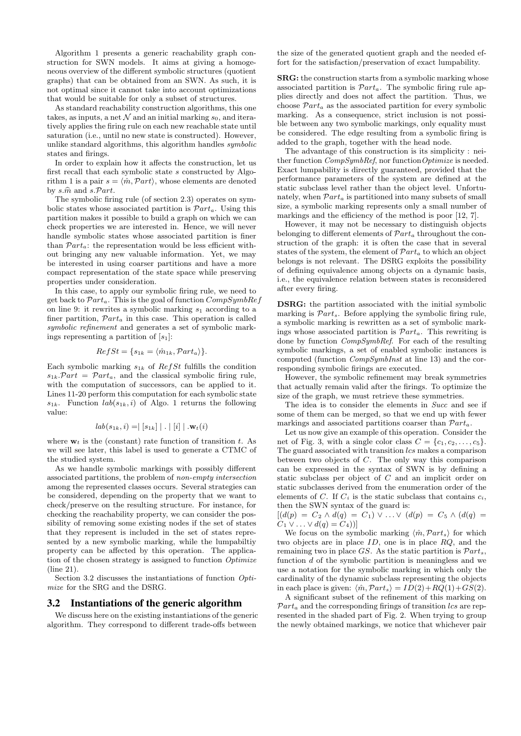Algorithm 1 presents a generic reachability graph construction for SWN models. It aims at giving a homogeneous overview of the different symbolic structures (quotient graphs) that can be obtained from an SWN. As such, it is not optimal since it cannot take into account optimizations that would be suitable for only a subset of structures.

As standard reachability construction algorithms, this one takes, as inputs, a net $\mathcal{N}$ and an initial marking $s_0$, and iteratively applies the firing rule on each new reachable state until saturation (i.e., until no new state is constructed). However, unlike standard algorithms, this algorithm handles *symbolic* states and firings.

In order to explain how it affects the construction, let us first recall that each symbolic state $s$ constructed by Algorithm 1 is a pair $s = \langle \hat{m}, \mathcal{P}art \rangle$, whose elements are denoted by $s.\widehat{m}$ and $s.\mathcal{P}art$.

The symbolic firing rule (of section 2.3) operates on symbolic states whose associated partition is $\mathcal{P}art_a$. Using this partition makes it possible to build a graph on which we can check properties we are interested in. Hence, we will never handle symbolic states whose associated partition is finer than $\mathcal{P}art_a$: the representation would be less efficient without bringing any new valuable information. Yet, we may be interested in using coarser partitions and have a more compact representation of the state space while preserving properties under consideration.

In this case, to apply our symbolic firing rule, we need to get back to $\mathcal{P}art_a$. This is the goal of function $CompSymbRef$ on line 9: it rewrites a symbolic marking $s_1$ according to a finer partition, $\mathcal{P}art_a$ in this case. This operation is called *symbolic refinement* and generates a set of symbolic markings representing a partition of $[s_1]$:

$$RefSt = \{s_{1k} = \langle \hat{m}_{1k}, \mathcal{P}art_a \rangle\}.$$

Each symbolic marking $s_{1k}$ of $RefSt$ fulfills the condition $s_{1k}.\mathcal{P}art = \mathcal{P}art_a$, and the classical symbolic firing rule, with the computation of successors, can be applied to it. Lines 11-20 perform this computation for each symbolic state $s_{1k}$. Function $lab(s_{1k}, i)$ of Algo. 1 returns the following value:

$$lab(s_{1k}, i) =\mid [s_{1k}] \mid . \mid [i] \mid .\mathbf{w}_t(i)$$

where $\mathbf{w}_t$ is the (constant) rate function of transition $t$. As we will see later, this label is used to generate a CTMC of the studied system.

As we handle symbolic markings with possibly different associated partitions, the problem of *non-empty intersection* among the represented classes occurs. Several strategies can be considered, depending on the property that we want to check/preserve on the resulting structure. For instance, for checking the reachability property, we can consider the possibility of removing some existing nodes if the set of states that they represent is included in the set of states represented by a new symbolic marking, while the lumpabiltiy property can be affected by this operation. The application of the chosen strategy is assigned to function *Optimize* (line 21).

Section 3.2 discusses the instantiations of function *Optimize* for the SRG and the DSRG.

## 3.2 Instantiations of the generic algorithm

We discuss here on the existing instantiations of the generic algorithm. They correspond to different trade-offs between the size of the generated quotient graph and the needed effort for the satisfaction/preservation of exact lumpability.

**SRG:** the construction starts from a symbolic marking whose associated partition is $\mathcal{P}art_a$. The symbolic firing rule applies directly and does not affect the partition. Thus, we choose $\mathcal{P}art_a$ as the associated partition for every symbolic marking. As a consequence, strict inclusion is not possible between any two symbolic markings, only equality must be considered. The edge resulting from a symbolic firing is added to the graph, together with the head node.

The advantage of this construction is its simplicity : neither function $CompSymbRef$, nor function $Optimize$ is needed. Exact lumpability is directly guaranteed, provided that the performance parameters of the system are defined at the static subclass level rather than the object level. Unfortunately, when $\mathcal{P}art_a$ is partitioned into many subsets of small size, a symbolic marking represents only a small number of markings and the efficiency of the method is poor [12, 7].

However, it may not be necessary to distinguish objects belonging to different elements of $\mathcal{P}art_a$ throughout the construction of the graph: it is often the case that in several states of the system, the element of $\mathcal{P}art_a$ to which an object belongs is not relevant. The DSRG exploits the possibility of defining equivalence among objects on a dynamic basis, i.e., the equivalence relation between states is reconsidered after every firing.

**DSRG:** the partition associated with the initial symbolic marking is $\mathcal{P}art_s$. Before applying the symbolic firing rule, a symbolic marking is rewritten as a set of symbolic markings whose associated partition is $\mathcal{P}art_a$. This rewriting is done by function $CompSymbRef$. For each of the resulting symbolic markings, a set of enabled symbolic instances is computed (function $CompSymbInst$ at line 13) and the corresponding symbolic firings are executed.

However, the symbolic refinement may break symmetries that actually remain valid after the firings. To optimize the size of the graph, we must retrieve these symmetries.

The idea is to consider the elements in *Succ* and see if some of them can be merged, so that we end up with fewer markings and associated partitions coarser than $\mathcal{P}art_a$.

Let us now give an example of this operation. Consider the net of Fig. 3, with a single color class $C = \{c_1, c_2, \ldots, c_5\}$. The guard associated with transition $lcs$ makes a comparison between two objects of $C$. The only way this comparison can be expressed in the syntax of SWN is by defining a static subclass per object of $C$ and an implicit order on static subclasses derived from the enumeration order of the elements of $C$. If $C_i$ is the static subclass that contains $c_i$, then the SWN syntax of the guard is:

$[(d(p) = C_2 \wedge d(q) = C_1) \vee \ldots \vee (d(p) = C_5 \wedge (d(q) = C_1 \vee \ldots \vee d(q) = C_4))]$

We focus on the symbolic marking $\langle \hat{m}, \mathcal{P}art_s \rangle$ for which two objects are in place $ID$, one is in place $RQ$, and the remaining two in place $GS$. As the static partition is $\mathcal{P}art_s$, function $d$ of the symbolic partition is meaningless and we use a notation for the symbolic marking in which only the cardinality of the dynamic subclass representing the objects in each place is given: $\langle \hat{m}, \mathcal{P}art_s \rangle = ID(2) + RQ(1) + GS(2)$.

A significant subset of the refinement of this marking on $\mathcal{P}art_a$ and the corresponding firings of transition $lcs$ are represented in the shaded part of Fig. 2. When trying to group the newly obtained markings, we notice that whichever pair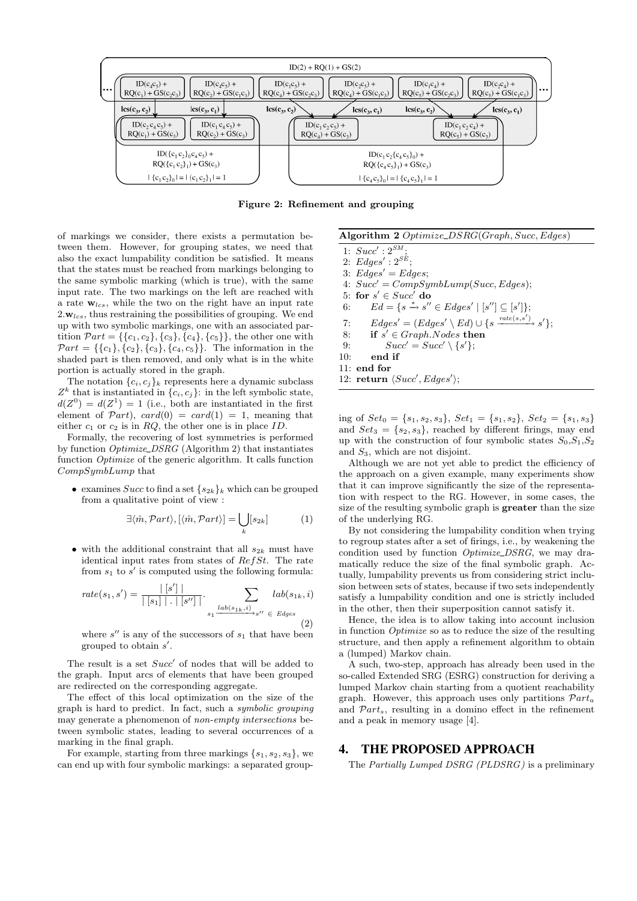ID(2) + RQ(1) + GS(2)

| ID($c_4c_5$) + RQ($c_1$) + GS($c_2c_3$) | ID($c_4c_5$) + RQ($c_2$) + GS($c_1c_3$) | ID($c_1c_5$) + RQ($c_4$) + GS($c_2c_3$) | ID($c_2c_5$) + RQ($c_4$) + GS($c_1c_3$) | ID($c_1c_4$) + RQ($c_5$) + GS($c_2c_3$) | ID($c_2c_4$) + RQ($c_5$) + GS($c_1c_3$) |
|---|---|---|---|---|---|
| lcs($c_3$, $c_2$) | lcs($c_3$, $c_1$) | lcs($c_3$, $c_2$) | lcs($c_3$, $c_1$) | lcs($c_3$, $c_2$) | lcs($c_3$, $c_1$) |

ID($c_2c_4c_5$) + RQ($c_1$) + GS($c_3$) — ID($c_1c_4c_5$) + RQ($c_2$) + GS($c_3$) — ID($c_1c_2c_5$) + RQ($c_4$) + GS($c_3$) — ID($c_1c_2c_4$) + RQ($c_5$) + GS($c_3$)

ID($\{c_1c_2\}_0c_4c_5$) + RQ($\{c_1c_2\}_1$) + GS($c_3$), $|\{c_1c_2\}_0| = |\{c_1c_2\}_1| = 1$

ID($c_1c_2\{c_4c_5\}_0$) + RQ($\{c_4c_5\}_1$) + GS($c_3$), $|\{c_4c_5\}_0| = |\{c_4c_5\}_1| = 1$

**Figure 2: Refinement and grouping**

of markings we consider, there exists a permutation between them. However, for grouping states, we need that also the exact lumpability condition be satisfied. It means that the states must be reached from markings belonging to the same symbolic marking (which is true), with the same input rate. The two markings on the left are reached with a rate $\mathbf{w}_{lcs}$, while the two on the right have an input rate $2.\mathbf{w}_{lcs}$, thus restraining the possibilities of grouping. We end up with two symbolic markings, one with an associated partition $\mathcal{P}art = \{\{c_1, c_2\}, \{c_3\}, \{c_4\}, \{c_5\}\}$, the other one with $\mathcal{P}art = \{\{c_1\}, \{c_2\}, \{c_3\}, \{c_4, c_5\}\}$. The information in the shaded part is then removed, and only what is in the white portion is actually stored in the graph.

The notation $\{c_i, c_j\}_k$ represents here a dynamic subclass $Z^k$ that is instantiated in $\{c_i, c_j\}$: in the left symbolic state, $d(Z^0) = d(Z^1) = 1$ (i.e., both are instantiated in the first element of $\mathcal{P}art$), $card(0) = card(1) = 1$, meaning that either $c_1$ or $c_2$ is in $RQ$, the other one is in place $ID$.

Formally, the recovering of lost symmetries is performed by function *Optimize_DSRG* (Algorithm 2) that instantiates function *Optimize* of the generic algorithm. It calls function *CompSymbLump* that

- examines *Succ* to find a set $\{s_{2k}\}_k$ which can be grouped from a qualitative point of view :

$$\exists \langle \hat{m}, \mathcal{P}art \rangle, [\langle \hat{m}, \mathcal{P}art \rangle] = \bigcup_k [s_{2k}] \quad (1)$$

- with the additional constraint that all $s_{2k}$ must have identical input rates from states of *RefSt*. The rate from $s_1$ to $s'$ is computed using the following formula:

$$rate(s_1, s') = \frac{|\,[s']\,|}{|\,[s_1]\,|\,.\,|\,[s'']\,|} . \sum_{s_1 \xrightarrow{lab(s_{1k}, i)} s'' \,\in\, Edges} lab(s_{1k}, i) \quad (2)$$

where $s''$ is any of the successors of $s_1$ that have been grouped to obtain $s'$.

The result is a set *Succ'* of nodes that will be added to the graph. Input arcs of elements that have been grouped are redirected on the corresponding aggregate.

The effect of this local optimization on the size of the graph is hard to predict. In fact, such a *symbolic grouping* may generate a phenomenon of *non-empty intersections* between symbolic states, leading to several occurrences of a marking in the final graph.

For example, starting from three markings $\{s_1, s_2, s_3\}$, we can end up with four symbolic markings: a separated grouping of $Set_0 = \{s_1, s_2, s_3\}$, $Set_1 = \{s_1, s_2\}$, $Set_2 = \{s_1, s_3\}$ and $Set_3 = \{s_2, s_3\}$, reached by different firings, may end up with the construction of four symbolic states $S_0$,$S_1$,$S_2$ and $S_3$, which are not disjoint.

**Algorithm 2** *Optimize_DSRG*(*Graph*, *Succ*, *Edges*)

```
1:  Succ' : 2^SM;
2:  Edges' : 2^SE;
3:  Edges' = Edges;
4:  Succ' = CompSymbLump(Succ, Edges);
5:  for s' ∈ Succ' do
6:      Ed = {s --*--> s'' ∈ Edges' | [s''] ⊆ [s']};
7:      Edges' = (Edges' \ Ed) ∪ {s --rate(s,s')--> s'};
8:      if s' ∈ Graph.Nodes then
9:          Succ' = Succ' \ {s'};
10:     end if
11: end for
12: return ⟨Succ', Edges'⟩;
```

Although we are not yet able to predict the efficiency of the approach on a given example, many experiments show that it can improve significantly the size of the representation with respect to the RG. However, in some cases, the size of the resulting symbolic graph is **greater** than the size of the underlying RG.

By not considering the lumpability condition when trying to regroup states after a set of firings, i.e., by weakening the condition used by function *Optimize_DSRG*, we may dramatically reduce the size of the final symbolic graph. Actually, lumpability prevents us from considering strict inclusion between sets of states, because if two sets independently satisfy a lumpability condition and one is strictly included in the other, then their superposition cannot satisfy it.

Hence, the idea is to allow taking into account inclusion in function *Optimize* so as to reduce the size of the resulting structure, and then apply a refinement algorithm to obtain a (lumped) Markov chain.

A such, two-step, approach has already been used in the so-called Extended SRG (ESRG) construction for deriving a lumped Markov chain starting from a quotient reachability graph. However, this approach uses only partitions $\mathcal{P}art_a$ and $\mathcal{P}art_s$, resulting in a domino effect in the refinement and a peak in memory usage [4].

## 4. THE PROPOSED APPROACH

The *Partially Lumped DSRG (PLDSRG)* is a preliminary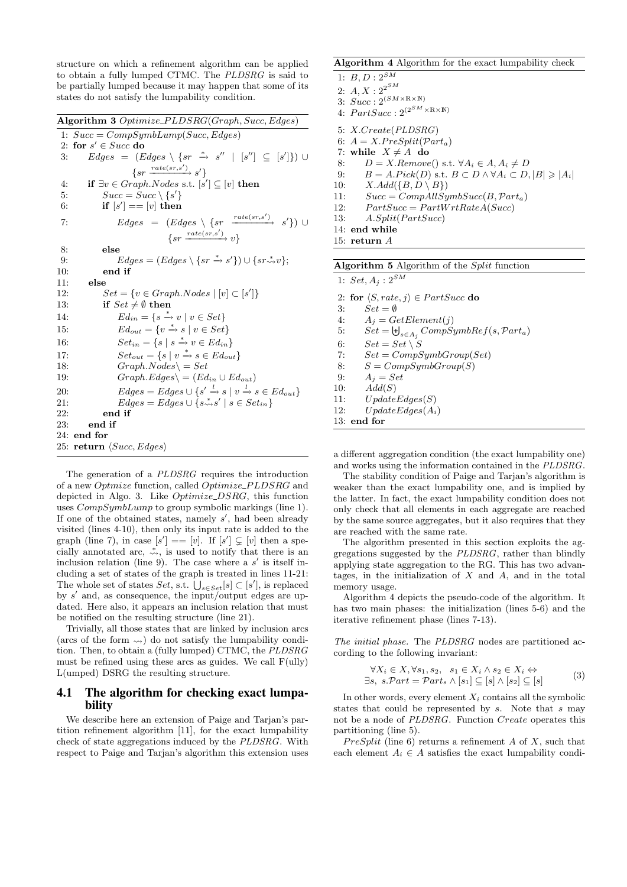structure on which a refinement algorithm can be applied to obtain a fully lumped CTMC. The *PLDSRG* is said to be partially lumped because it may happen that some of its states do not satisfy the lumpability condition.

**Algorithm 3** *Optimize_PLDSRG*(*Graph*, *Succ*, *Edges*)

```
1:  Succ = CompSymbLump(Succ, Edges)
2:  for s' ∈ Succ do
3:      Edges = (Edges \ {sr -*-> s'' | [s''] ⊆ [s']}) ∪ {sr -rate(sr,s')-> s'}
4:      if ∃v ∈ Graph.Nodes s.t. [s'] ⊆ [v] then
5:          Succ = Succ \ {s'}
6:          if [s'] == [v] then
7:              Edges = (Edges \ {sr -rate(sr,s')-> s'}) ∪ {sr -rate(sr,s')-> v}
8:          else
9:              Edges = (Edges \ {sr -*-> s'}) ∪ {sr ~*~> v};
10:         end if
11:     else
12:         Set = {v ∈ Graph.Nodes | [v] ⊂ [s']}
13:         if Set ≠ ∅ then
14:             Ed_in = {s -*-> v | v ∈ Set}
15:             Ed_out = {v -*-> s | v ∈ Set}
16:             Set_in = {s | s -*-> v ∈ Ed_in}
17:             Set_out = {s | v -*-> s ∈ Ed_out}
18:             Graph.Nodes \= Set
19:             Graph.Edges \= (Ed_in ∪ Ed_out)
20:             Edges = Edges ∪ {s' -l-> s | v -l-> s ∈ Ed_out}
21:             Edges = Edges ∪ {s ~*~> s' | s ∈ Set_in}
22:         end if
23:     end if
24: end for
25: return ⟨Succ, Edges⟩
```

The generation of a *PLDSRG* requires the introduction of a new *Optmize* function, called *Optimize_PLDSRG* and depicted in Algo. 3. Like *Optimize_DSRG*, this function uses *CompSymbLump* to group symbolic markings (line 1). If one of the obtained states, namely $s'$, had been already visited (lines 4-10), then only its input rate is added to the graph (line 7), in case $[s'] == [v]$. If $[s'] \subsetneq [v]$ then a specially annotated arc, $\overset{*}{\rightsquigarrow}$, is used to notify that there is an inclusion relation (line 9). The case where a $s'$ is itself including a set of states of the graph is treated in lines 11-21: The whole set of states *Set*, s.t. $\bigcup_{s \in Set}[s] \subset [s']$, is replaced by $s'$ and, as consequence, the input/output edges are updated. Here also, it appears an inclusion relation that must be notified on the resulting structure (line 21).

Trivially, all those states that are linked by inclusion arcs (arcs of the form $\rightsquigarrow$) do not satisfy the lumpability condition. Then, to obtain a (fully lumped) CTMC, the *PLDSRG* must be refined using these arcs as guides. We call F(ully) L(umped) DSRG the resulting structure.

## 4.1 The algorithm for checking exact lumpability

We describe here an extension of Paige and Tarjan's partition refinement algorithm [11], for the exact lumpability check of state aggregations induced by the *PLDSRG*. With respect to Paige and Tarjan's algorithm this extension uses a different aggregation condition (the exact lumpability one) and works using the information contained in the *PLDSRG*.

**Algorithm 4** Algorithm for the exact lumpability check

```
1:  B, D : 2^{SM}
2:  A, X : 2^{2^{SM}}
3:  Succ : 2^{(SM×ℝ×ℕ)}
4:  PartSucc : 2^{(2^{SM}×ℝ×ℕ)}
5:  X.Create(PLDSRG)
6:  A = X.PreSplit(Part_a)
7:  while X ≠ A do
8:      D = X.Remove() s.t. ∀A_i ∈ A, A_i ≠ D
9:      B = A.Pick(D) s.t. B ⊂ D ∧ ∀A_i ⊂ D, |B| ⩾ |A_i|
10:     X.Add({B, D \ B})
11:     Succ = CompAllSymbSucc(B, Part_a)
12:     PartSucc = PartWrtRateA(Succ)
13:     A.Split(PartSucc)
14: end while
15: return A
```

**Algorithm 5** Algorithm of the *Split* function

```
1:  Set, A_j : 2^{SM}
2:  for ⟨S, rate, j⟩ ∈ PartSucc do
3:      Set = ∅
4:      A_j = GetElement(j)
5:      Set = ⊎_{s∈A_j} CompSymbRef(s, Part_a)
6:      Set = Set \ S
7:      Set = CompSymbGroup(Set)
8:      S = CompSymbGroup(S)
9:      A_j = Set
10:     Add(S)
11:     UpdateEdges(S)
12:     UpdateEdges(A_i)
13: end for
```

The stability condition of Paige and Tarjan's algorithm is weaker than the exact lumpability one, and is implied by the latter. In fact, the exact lumpability condition does not only check that all elements in each aggregate are reached by the same source aggregates, but it also requires that they are reached with the same rate.

The algorithm presented in this section exploits the aggregations suggested by the *PLDSRG*, rather than blindly applying state aggregation to the RG. This has two advantages, in the initialization of $X$ and $A$, and in the total memory usage.

Algorithm 4 depicts the pseudo-code of the algorithm. It has two main phases: the initialization (lines 5-6) and the iterative refinement phase (lines 7-13).

*The initial phase.* The *PLDSRG* nodes are partitioned according to the following invariant:

$$\begin{array}{c} \forall X_i \in X, \forall s_1, s_2, \quad s_1 \in X_i \wedge s_2 \in X_i \Leftrightarrow \\ \exists s, \ s.\mathcal{P}art = \mathcal{P}art_s \wedge [s_1] \subseteq [s] \wedge [s_2] \subseteq [s] \end{array} \tag{3}$$

In other words, every element $X_i$ contains all the symbolic states that could be represented by $s$. Note that $s$ may not be a node of *PLDSRG*. Function *Create* operates this partitioning (line 5).

*PreSplit* (line 6) returns a refinement $A$ of $X$, such that each element $A_i \in A$ satisfies the exact lumpability condi-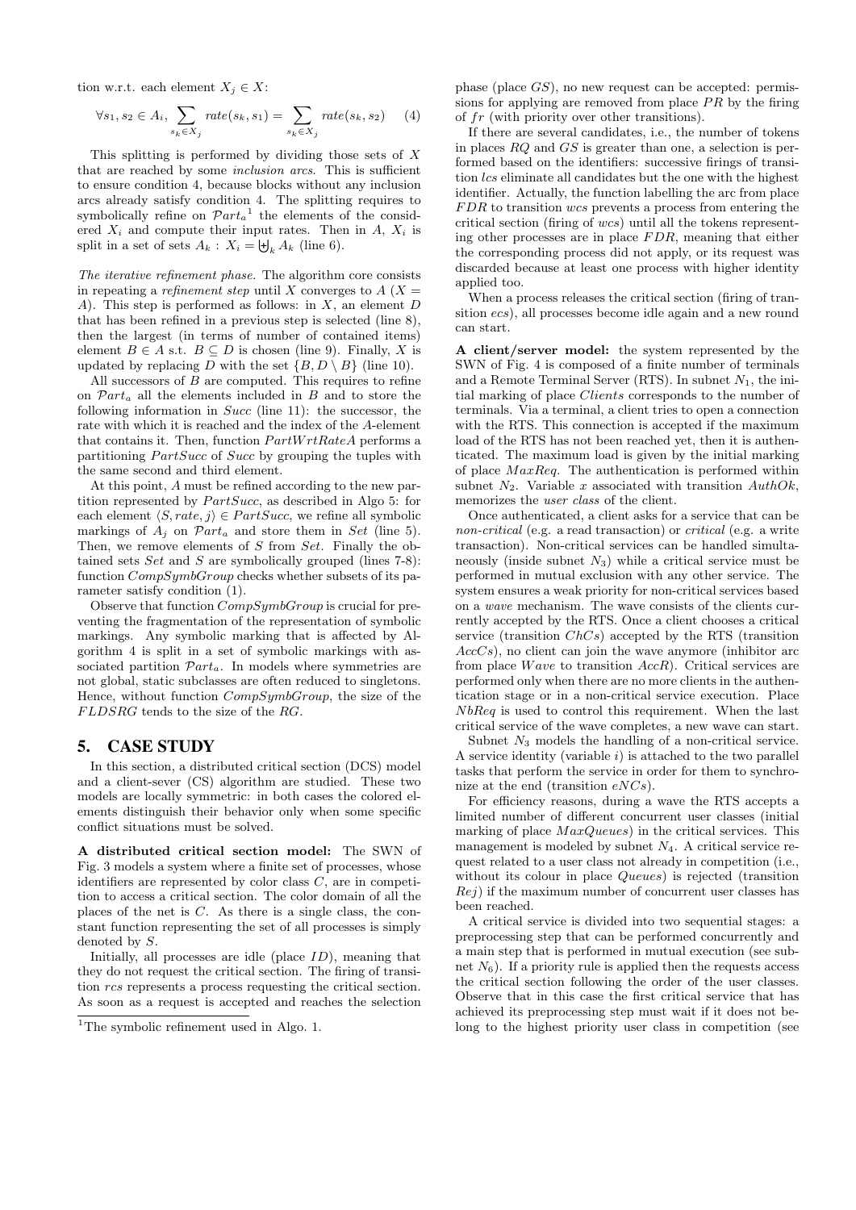tion w.r.t. each element $X_j \in X$:

$$\forall s_1, s_2 \in A_i, \sum_{s_k \in X_j} rate(s_k, s_1) = \sum_{s_k \in X_j} rate(s_k, s_2) \quad (4)$$

This splitting is performed by dividing those sets of $X$ that are reached by some *inclusion arcs*. This is sufficient to ensure condition 4, because blocks without any inclusion arcs already satisfy condition 4. The splitting requires to symbolically refine on $\mathcal{P}art_a$[1] the elements of the considered $X_i$ and compute their input rates. Then in $A$, $X_i$ is split in a set of sets $A_k : X_i = \biguplus_k A_k$ (line 6).

*The iterative refinement phase.* The algorithm core consists in repeating a *refinement step* until $X$ converges to $A$ ($X = A$). This step is performed as follows: in $X$, an element $D$ that has been refined in a previous step is selected (line 8), then the largest (in terms of number of contained items) element $B \in A$ s.t. $B \subseteq D$ is chosen (line 9). Finally, $X$ is updated by replacing $D$ with the set $\{B, D \setminus B\}$ (line 10).

All successors of $B$ are computed. This requires to refine on $\mathcal{P}art_a$ all the elements included in $B$ and to store the following information in $Succ$ (line 11): the successor, the rate with which it is reached and the index of the $A$-element that contains it. Then, function $PartWrtRateA$ performs a partitioning $PartSucc$ of $Succ$ by grouping the tuples with the same second and third element.

At this point, $A$ must be refined according to the new partition represented by $PartSucc$, as described in Algo 5: for each element $\langle S, rate, j\rangle \in PartSucc$, we refine all symbolic markings of $A_j$ on $\mathcal{P}art_a$ and store them in $Set$ (line 5). Then, we remove elements of $S$ from $Set$. Finally the obtained sets $Set$ and $S$ are symbolically grouped (lines 7-8): function $CompSymbGroup$ checks whether subsets of its parameter satisfy condition (1).

Observe that function $CompSymbGroup$ is crucial for preventing the fragmentation of the representation of symbolic markings. Any symbolic marking that is affected by Algorithm 4 is split in a set of symbolic markings with associated partition $\mathcal{P}art_a$. In models where symmetries are not global, static subclasses are often reduced to singletons. Hence, without function $CompSymbGroup$, the size of the $FLDSRG$ tends to the size of the $RG$.

## 5. CASE STUDY

In this section, a distributed critical section (DCS) model and a client-sever (CS) algorithm are studied. These two models are locally symmetric: in both cases the colored elements distinguish their behavior only when some specific conflict situations must be solved.

**A distributed critical section model:** The SWN of Fig. 3 models a system where a finite set of processes, whose identifiers are represented by color class $C$, are in competition to access a critical section. The color domain of all the places of the net is $C$. As there is a single class, the constant function representing the set of all processes is simply denoted by $S$.

Initially, all processes are idle (place $ID$), meaning that they do not request the critical section. The firing of transition $rcs$ represents a process requesting the critical section. As soon as a request is accepted and reaches the selection phase (place $GS$), no new request can be accepted: permissions for applying are removed from place $PR$ by the firing of $fr$ (with priority over other transitions).

If there are several candidates, i.e., the number of tokens in places $RQ$ and $GS$ is greater than one, a selection is performed based on the identifiers: successive firings of transition $lcs$ eliminate all candidates but the one with the highest identifier. Actually, the function labelling the arc from place $FDR$ to transition $wcs$ prevents a process from entering the critical section (firing of $wcs$) until all the tokens representing other processes are in place $FDR$, meaning that either the corresponding process did not apply, or its request was discarded because at least one process with higher identity applied too.

When a process releases the critical section (firing of transition $ecs$), all processes become idle again and a new round can start.

**A client/server model:** the system represented by the SWN of Fig. 4 is composed of a finite number of terminals and a Remote Terminal Server (RTS). In subnet $N_1$, the initial marking of place $Clients$ corresponds to the number of terminals. Via a terminal, a client tries to open a connection with the RTS. This connection is accepted if the maximum load of the RTS has not been reached yet, then it is authenticated. The maximum load is given by the initial marking of place $MaxReq$. The authentication is performed within subnet $N_2$. Variable $x$ associated with transition $AuthOk$, memorizes the *user class* of the client.

Once authenticated, a client asks for a service that can be *non-critical* (e.g. a read transaction) or *critical* (e.g. a write transaction). Non-critical services can be handled simultaneously (inside subnet $N_3$) while a critical service must be performed in mutual exclusion with any other service. The system ensures a weak priority for non-critical services based on a *wave* mechanism. The wave consists of the clients currently accepted by the RTS. Once a client chooses a critical service (transition $ChCs$) accepted by the RTS (transition $AccCs$), no client can join the wave anymore (inhibitor arc from place $Wave$ to transition $AccR$). Critical services are performed only when there are no more clients in the authentication stage or in a non-critical service execution. Place $NbReq$ is used to control this requirement. When the last critical service of the wave completes, a new wave can start.

Subnet $N_3$ models the handling of a non-critical service. A service identity (variable $i$) is attached to the two parallel tasks that perform the service in order for them to synchronize at the end (transition $eNCs$).

For efficiency reasons, during a wave the RTS accepts a limited number of different concurrent user classes (initial marking of place $MaxQueues$) in the critical services. This management is modeled by subnet $N_4$. A critical service request related to a user class not already in competition (i.e., without its colour in place $Queues$) is rejected (transition $Rej$) if the maximum number of concurrent user classes has been reached.

A critical service is divided into two sequential stages: a preprocessing step that can be performed concurrently and a main step that is performed in mutual execution (see subnet $N_6$). If a priority rule is applied then the requests access the critical section following the order of the user classes. Observe that in this case the first critical service that has achieved its preprocessing step must wait if it does not belong to the highest priority user class in competition (see

[1] The symbolic refinement used in Algo. 1.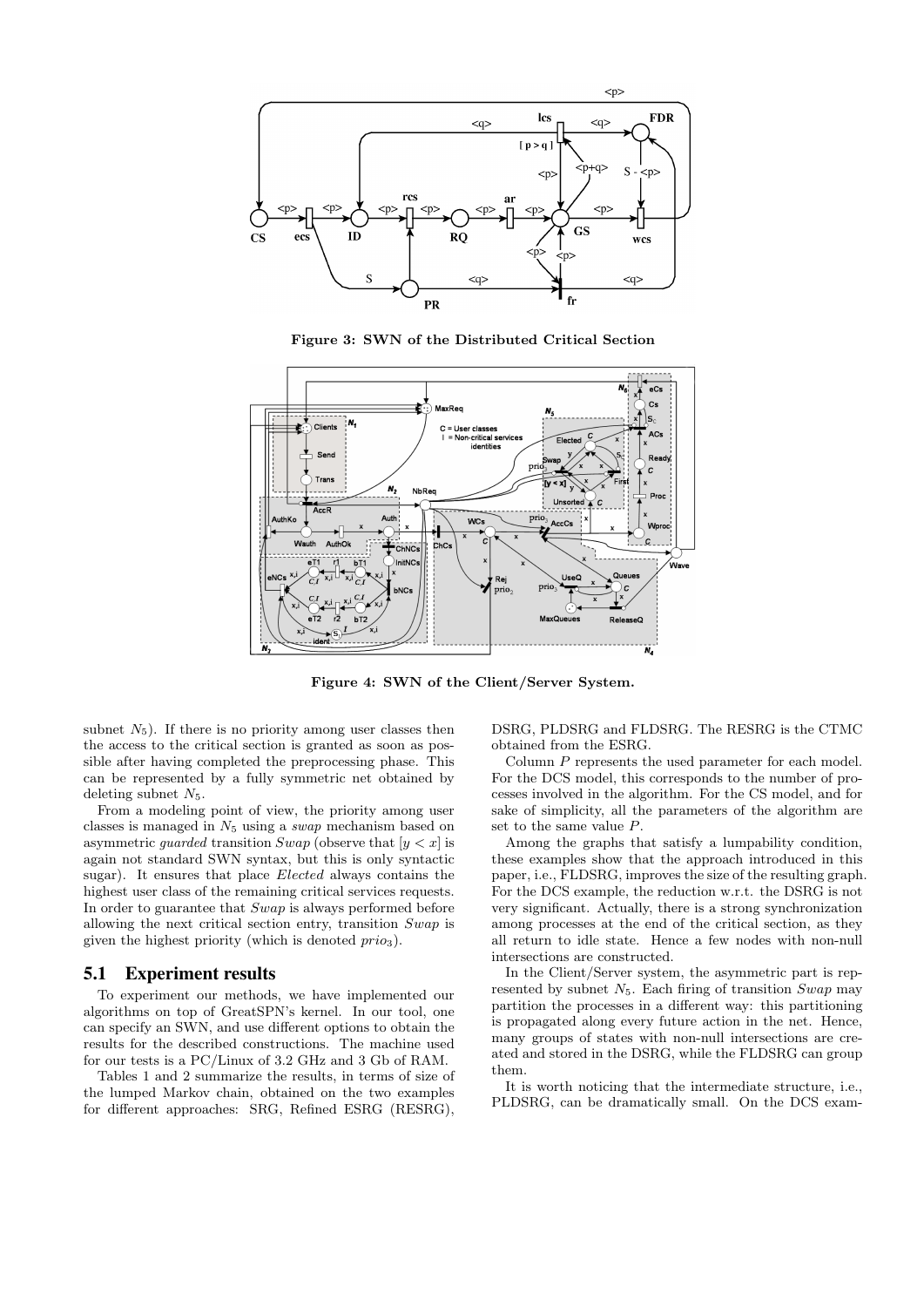Figure 3: SWN of the Distributed Critical Section

Figure 4: SWN of the Client/Server System.

subnet $N_5$). If there is no priority among user classes then the access to the critical section is granted as soon as possible after having completed the preprocessing phase. This can be represented by a fully symmetric net obtained by deleting subnet $N_5$.

From a modeling point of view, the priority among user classes is managed in $N_5$ using a *swap* mechanism based on asymmetric *guarded* transition *Swap* (observe that $[y < x]$ is again not standard SWN syntax, but this is only syntactic sugar). It ensures that place *Elected* always contains the highest user class of the remaining critical services requests. In order to guarantee that *Swap* is always performed before allowing the next critical section entry, transition *Swap* is given the highest priority (which is denoted $prio_3$).

## 5.1 Experiment results

To experiment our methods, we have implemented our algorithms on top of GreatSPN's kernel. In our tool, one can specify an SWN, and use different options to obtain the results for the described constructions. The machine used for our tests is a PC/Linux of 3.2 GHz and 3 Gb of RAM.

Tables 1 and 2 summarize the results, in terms of size of the lumped Markov chain, obtained on the two examples for different approaches: SRG, Refined ESRG (RESRG), DSRG, PLDSRG and FLDSRG. The RESRG is the CTMC obtained from the ESRG.

Column $P$ represents the used parameter for each model. For the DCS model, this corresponds to the number of processes involved in the algorithm. For the CS model, and for sake of simplicity, all the parameters of the algorithm are set to the same value $P$.

Among the graphs that satisfy a lumpability condition, these examples show that the approach introduced in this paper, i.e., FLDSRG, improves the size of the resulting graph. For the DCS example, the reduction w.r.t. the DSRG is not very significant. Actually, there is a strong synchronization among processes at the end of the critical section, as they all return to idle state. Hence a few nodes with non-null intersections are constructed.

In the Client/Server system, the asymmetric part is represented by subnet $N_5$. Each firing of transition *Swap* may partition the processes in a different way: this partitioning is propagated along every future action in the net. Hence, many groups of states with non-null intersections are created and stored in the DSRG, while the FLDSRG can group them.

It is worth noticing that the intermediate structure, i.e., PLDSRG, can be dramatically small. On the DCS exam-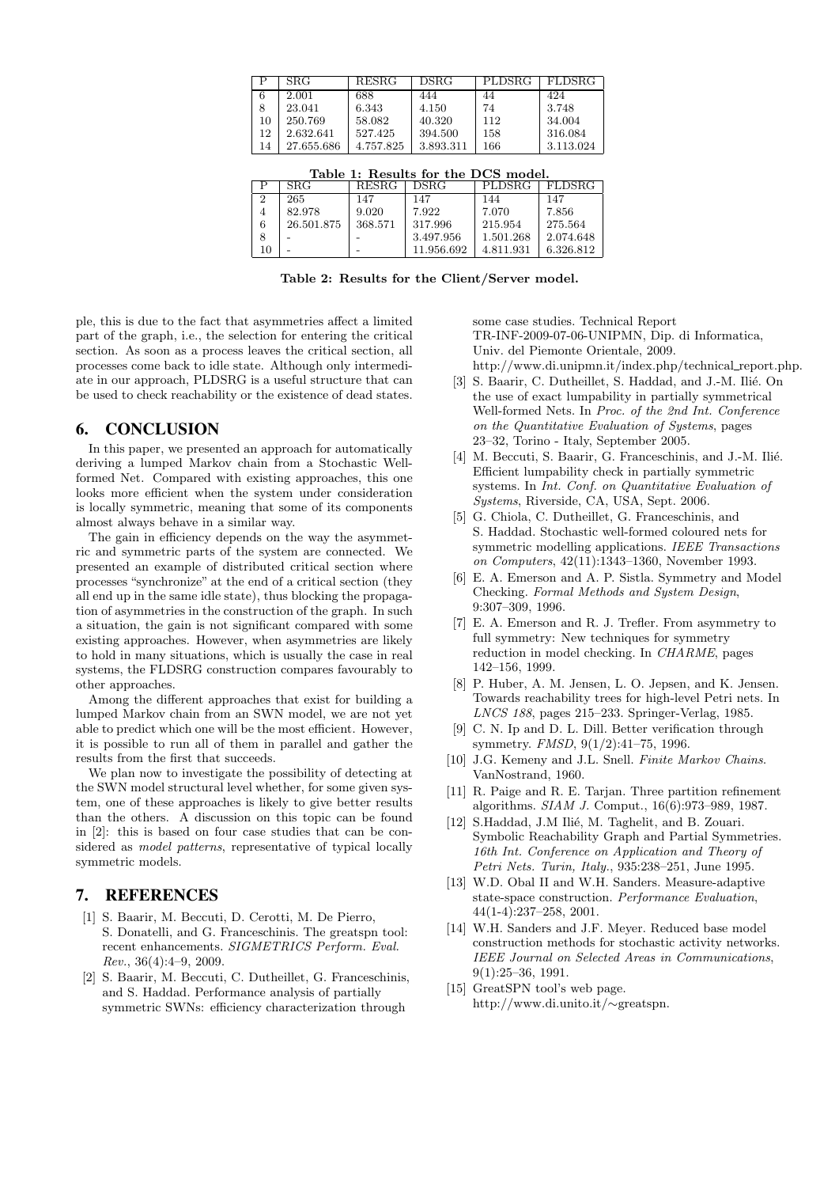| P | SRG | RESRG | DSRG | PLDSRG | FLDSRG |
|---|---|---|---|---|---|
| 6 | 2.001 | 688 | 444 | 44 | 424 |
| 8 | 23.041 | 6.343 | 4.150 | 74 | 3.748 |
| 10 | 250.769 | 58.082 | 40.320 | 112 | 34.004 |
| 12 | 2.632.641 | 527.425 | 394.500 | 158 | 316.084 |
| 14 | 27.655.686 | 4.757.825 | 3.893.311 | 166 | 3.113.024 |

**Table 1: Results for the DCS model.**

| P | SRG | RESRG | DSRG | PLDSRG | FLDSRG |
|---|---|---|---|---|---|
| 2 | 265 | 147 | 147 | 144 | 147 |
| 4 | 82.978 | 9.020 | 7.922 | 7.070 | 7.856 |
| 6 | 26.501.875 | 368.571 | 317.996 | 215.954 | 275.564 |
| 8 | - | - | 3.497.956 | 1.501.268 | 2.074.648 |
| 10 | - | - | 11.956.692 | 4.811.931 | 6.326.812 |

**Table 2: Results for the Client/Server model.**

ple, this is due to the fact that asymmetries affect a limited part of the graph, i.e., the selection for entering the critical section. As soon as a process leaves the critical section, all processes come back to idle state. Although only intermediate in our approach, PLDSRG is a useful structure that can be used to check reachability or the existence of dead states.

## 6. CONCLUSION

In this paper, we presented an approach for automatically deriving a lumped Markov chain from a Stochastic Well-formed Net. Compared with existing approaches, this one looks more efficient when the system under consideration is locally symmetric, meaning that some of its components almost always behave in a similar way.

The gain in efficiency depends on the way the asymmetric and symmetric parts of the system are connected. We presented an example of distributed critical section where processes "synchronize" at the end of a critical section (they all end up in the same idle state), thus blocking the propagation of asymmetries in the construction of the graph. In such a situation, the gain is not significant compared with some existing approaches. However, when asymmetries are likely to hold in many situations, which is usually the case in real systems, the FLDSRG construction compares favourably to other approaches.

Among the different approaches that exist for building a lumped Markov chain from an SWN model, we are not yet able to predict which one will be the most efficient. However, it is possible to run all of them in parallel and gather the results from the first that succeeds.

We plan now to investigate the possibility of detecting at the SWN model structural level whether, for some given system, one of these approaches is likely to give better results than the others. A discussion on this topic can be found in [2]: this is based on four case studies that can be considered as *model patterns*, representative of typical locally symmetric models.

## 7. REFERENCES

[1] S. Baarir, M. Beccuti, D. Cerotti, M. De Pierro, S. Donatelli, and G. Franceschinis. The greatspn tool: recent enhancements. *SIGMETRICS Perform. Eval. Rev.*, 36(4):4–9, 2009.

[2] S. Baarir, M. Beccuti, C. Dutheillet, G. Franceschinis, and S. Haddad. Performance analysis of partially symmetric SWNs: efficiency characterization through some case studies. Technical Report TR-INF-2009-07-06-UNIPMN, Dip. di Informatica, Univ. del Piemonte Orientale, 2009. http://www.di.unipmn.it/index.php/technical_report.php.

[3] S. Baarir, C. Dutheillet, S. Haddad, and J.-M. Ilié. On the use of exact lumpability in partially symmetrical Well-formed Nets. In *Proc. of the 2nd Int. Conference on the Quantitative Evaluation of Systems*, pages 23–32, Torino - Italy, September 2005.

[4] M. Beccuti, S. Baarir, G. Franceschinis, and J.-M. Ilié. Efficient lumpability check in partially symmetric systems. In *Int. Conf. on Quantitative Evaluation of Systems*, Riverside, CA, USA, Sept. 2006.

[5] G. Chiola, C. Dutheillet, G. Franceschinis, and S. Haddad. Stochastic well-formed coloured nets for symmetric modelling applications. *IEEE Transactions on Computers*, 42(11):1343–1360, November 1993.

[6] E. A. Emerson and A. P. Sistla. Symmetry and Model Checking. *Formal Methods and System Design*, 9:307–309, 1996.

[7] E. A. Emerson and R. J. Trefler. From asymmetry to full symmetry: New techniques for symmetry reduction in model checking. In *CHARME*, pages 142–156, 1999.

[8] P. Huber, A. M. Jensen, L. O. Jepsen, and K. Jensen. Towards reachability trees for high-level Petri nets. In *LNCS 188*, pages 215–233. Springer-Verlag, 1985.

[9] C. N. Ip and D. L. Dill. Better verification through symmetry. *FMSD*, 9(1/2):41–75, 1996.

[10] J.G. Kemeny and J.L. Snell. *Finite Markov Chains*. VanNostrand, 1960.

[11] R. Paige and R. E. Tarjan. Three partition refinement algorithms. *SIAM J.* Comput., 16(6):973–989, 1987.

[12] S.Haddad, J.M Ilié, M. Taghelit, and B. Zouari. Symbolic Reachability Graph and Partial Symmetries. *16th Int. Conference on Application and Theory of Petri Nets. Turin, Italy.*, 935:238–251, June 1995.

[13] W.D. Obal II and W.H. Sanders. Measure-adaptive state-space construction. *Performance Evaluation*, 44(1-4):237–258, 2001.

[14] W.H. Sanders and J.F. Meyer. Reduced base model construction methods for stochastic activity networks. *IEEE Journal on Selected Areas in Communications*, 9(1):25–36, 1991.

[15] GreatSPN tool's web page. http://www.di.unito.it/∼greatspn.